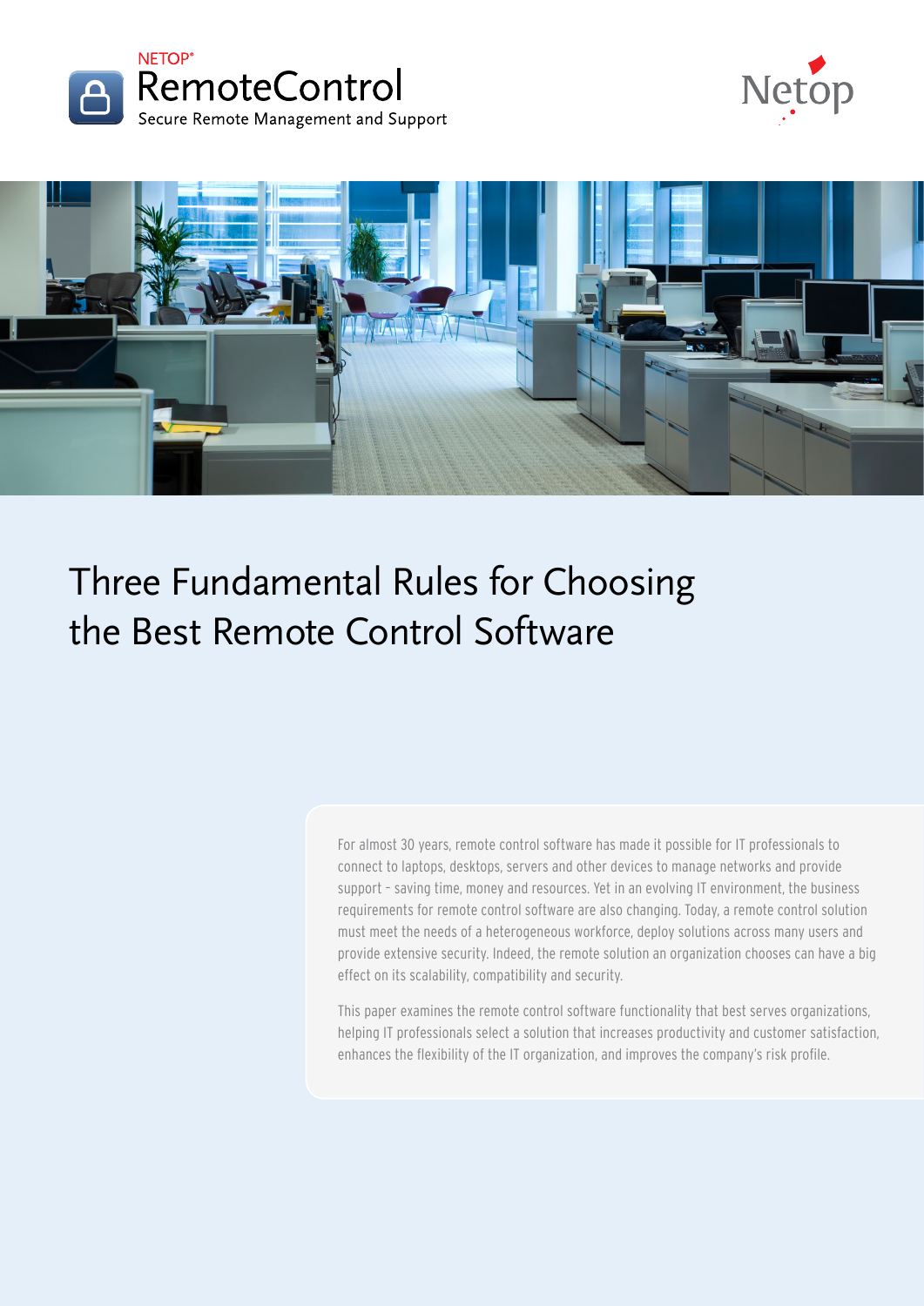NETOP®

RemoteControl

Secure Remote Management and Support

Netop

# Three Fundamental Rules for Choosing the Best Remote Control Software

For almost 30 years, remote control software has made it possible for IT professionals to connect to laptops, desktops, servers and other devices to manage networks and provide support – saving time, money and resources. Yet in an evolving IT environment, the business requirements for remote control software are also changing. Today, a remote control solution must meet the needs of a heterogeneous workforce, deploy solutions across many users and provide extensive security. Indeed, the remote solution an organization chooses can have a big effect on its scalability, compatibility and security.

This paper examines the remote control software functionality that best serves organizations, helping IT professionals select a solution that increases productivity and customer satisfaction, enhances the flexibility of the IT organization, and improves the company's risk profile.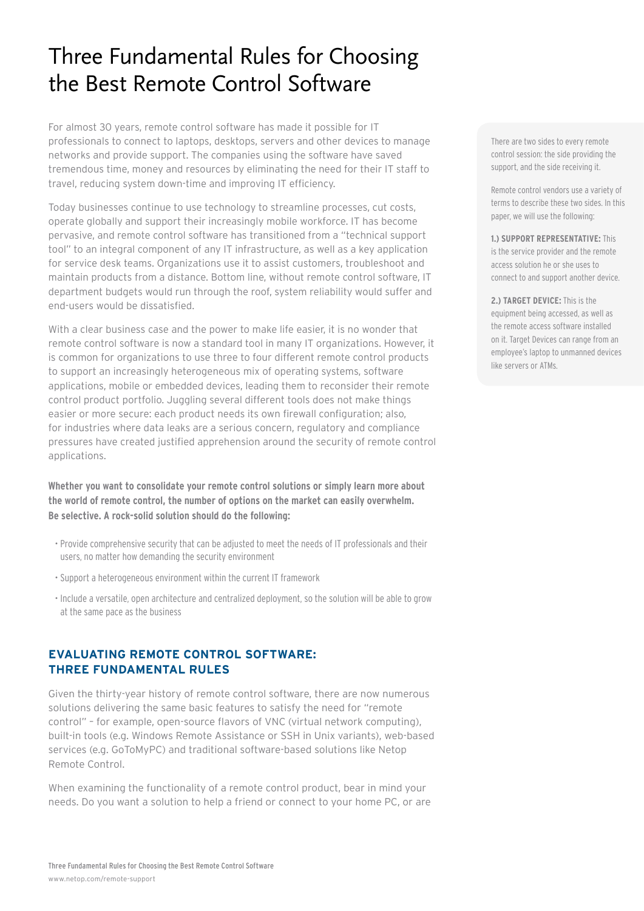# Three Fundamental Rules for Choosing the Best Remote Control Software

For almost 30 years, remote control software has made it possible for IT professionals to connect to laptops, desktops, servers and other devices to manage networks and provide support. The companies using the software have saved tremendous time, money and resources by eliminating the need for their IT staff to travel, reducing system down-time and improving IT efficiency.

Today businesses continue to use technology to streamline processes, cut costs, operate globally and support their increasingly mobile workforce. IT has become pervasive, and remote control software has transitioned from a "technical support tool" to an integral component of any IT infrastructure, as well as a key application for service desk teams. Organizations use it to assist customers, troubleshoot and maintain products from a distance. Bottom line, without remote control software, IT department budgets would run through the roof, system reliability would suffer and end-users would be dissatisfied.

With a clear business case and the power to make life easier, it is no wonder that remote control software is now a standard tool in many IT organizations. However, it is common for organizations to use three to four different remote control products to support an increasingly heterogeneous mix of operating systems, software applications, mobile or embedded devices, leading them to reconsider their remote control product portfolio. Juggling several different tools does not make things easier or more secure: each product needs its own firewall configuration; also, for industries where data leaks are a serious concern, regulatory and compliance pressures have created justified apprehension around the security of remote control applications.

There are two sides to every remote control session: the side providing the support, and the side receiving it.

Remote control vendors use a variety of terms to describe these two sides. In this paper, we will use the following:

**1.) SUPPORT REPRESENTATIVE:** This is the service provider and the remote access solution he or she uses to connect to and support another device.

**2.) TARGET DEVICE:** This is the equipment being accessed, as well as the remote access software installed on it. Target Devices can range from an employee's laptop to unmanned devices like servers or ATMs.

**Whether you want to consolidate your remote control solutions or simply learn more about the world of remote control, the number of options on the market can easily overwhelm. Be selective. A rock-solid solution should do the following:**

- Provide comprehensive security that can be adjusted to meet the needs of IT professionals and their users, no matter how demanding the security environment
- Support a heterogeneous environment within the current IT framework
- Include a versatile, open architecture and centralized deployment, so the solution will be able to grow at the same pace as the business

## EVALUATING REMOTE CONTROL SOFTWARE: THREE FUNDAMENTAL RULES

Given the thirty-year history of remote control software, there are now numerous solutions delivering the same basic features to satisfy the need for "remote control" – for example, open-source flavors of VNC (virtual network computing), built-in tools (e.g. Windows Remote Assistance or SSH in Unix variants), web-based services (e.g. GoToMyPC) and traditional software-based solutions like Netop Remote Control.

When examining the functionality of a remote control product, bear in mind your needs. Do you want a solution to help a friend or connect to your home PC, or are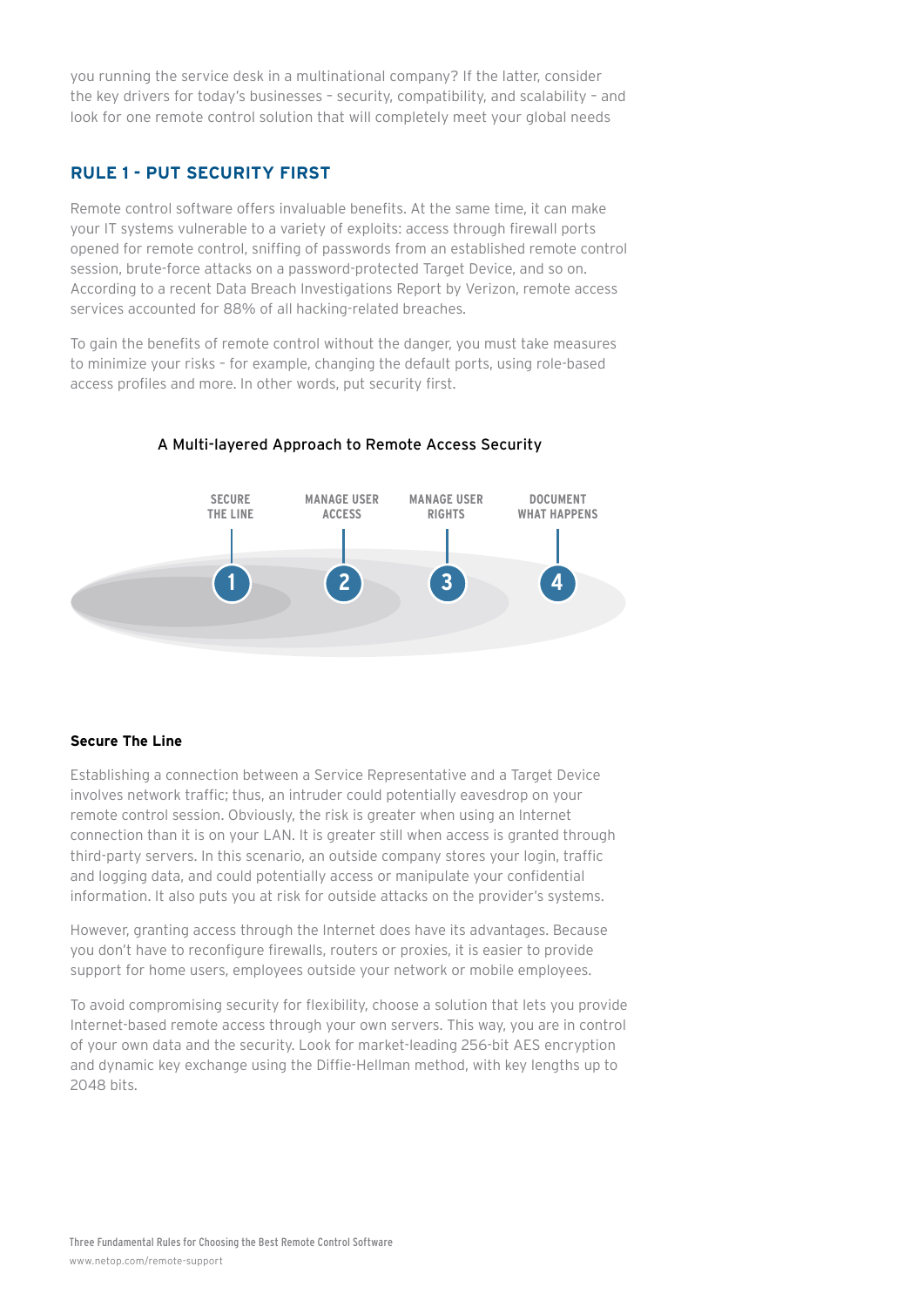you running the service desk in a multinational company? If the latter, consider the key drivers for today's businesses – security, compatibility, and scalability – and look for one remote control solution that will completely meet your global needs

## RULE 1 - PUT SECURITY FIRST

Remote control software offers invaluable benefits. At the same time, it can make your IT systems vulnerable to a variety of exploits: access through firewall ports opened for remote control, sniffing of passwords from an established remote control session, brute-force attacks on a password-protected Target Device, and so on. According to a recent Data Breach Investigations Report by Verizon, remote access services accounted for 88% of all hacking-related breaches.

To gain the benefits of remote control without the danger, you must take measures to minimize your risks – for example, changing the default ports, using role-based access profiles and more. In other words, put security first.

A Multi-layered Approach to Remote Access Security

1. SECURE THE LINE
2. MANAGE USER ACCESS
3. MANAGE USER RIGHTS
4. DOCUMENT WHAT HAPPENS

### Secure The Line

Establishing a connection between a Service Representative and a Target Device involves network traffic; thus, an intruder could potentially eavesdrop on your remote control session. Obviously, the risk is greater when using an Internet connection than it is on your LAN. It is greater still when access is granted through third-party servers. In this scenario, an outside company stores your login, traffic and logging data, and could potentially access or manipulate your confidential information. It also puts you at risk for outside attacks on the provider's systems.

However, granting access through the Internet does have its advantages. Because you don't have to reconfigure firewalls, routers or proxies, it is easier to provide support for home users, employees outside your network or mobile employees.

To avoid compromising security for flexibility, choose a solution that lets you provide Internet-based remote access through your own servers. This way, you are in control of your own data and the security. Look for market-leading 256-bit AES encryption and dynamic key exchange using the Diffie-Hellman method, with key lengths up to 2048 bits.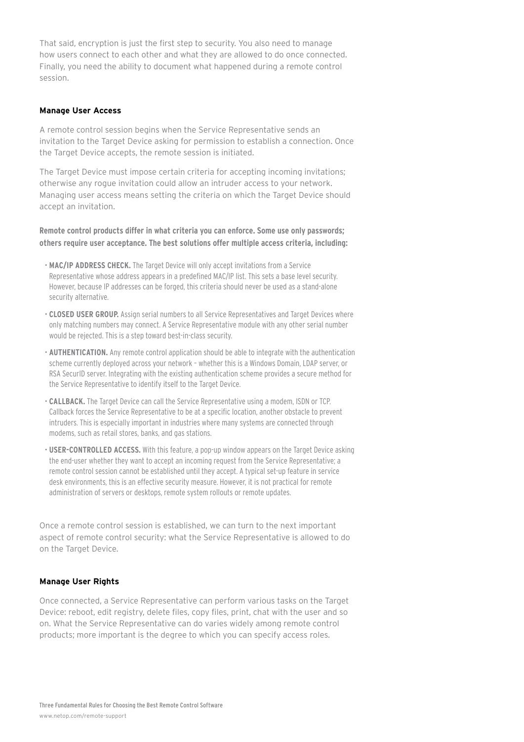That said, encryption is just the first step to security. You also need to manage how users connect to each other and what they are allowed to do once connected. Finally, you need the ability to document what happened during a remote control session.

### Manage User Access

A remote control session begins when the Service Representative sends an invitation to the Target Device asking for permission to establish a connection. Once the Target Device accepts, the remote session is initiated.

The Target Device must impose certain criteria for accepting incoming invitations; otherwise any rogue invitation could allow an intruder access to your network. Managing user access means setting the criteria on which the Target Device should accept an invitation.

**Remote control products differ in what criteria you can enforce. Some use only passwords; others require user acceptance. The best solutions offer multiple access criteria, including:**

- **MAC/IP ADDRESS CHECK.** The Target Device will only accept invitations from a Service Representative whose address appears in a predefined MAC/IP list. This sets a base level security. However, because IP addresses can be forged, this criteria should never be used as a stand-alone security alternative.
- **CLOSED USER GROUP.** Assign serial numbers to all Service Representatives and Target Devices where only matching numbers may connect. A Service Representative module with any other serial number would be rejected. This is a step toward best-in-class security.
- **AUTHENTICATION.** Any remote control application should be able to integrate with the authentication scheme currently deployed across your network – whether this is a Windows Domain, LDAP server, or RSA SecurID server. Integrating with the existing authentication scheme provides a secure method for the Service Representative to identify itself to the Target Device.
- **CALLBACK.** The Target Device can call the Service Representative using a modem, ISDN or TCP. Callback forces the Service Representative to be at a specific location, another obstacle to prevent intruders. This is especially important in industries where many systems are connected through modems, such as retail stores, banks, and gas stations.
- **USER-CONTROLLED ACCESS.** With this feature, a pop-up window appears on the Target Device asking the end-user whether they want to accept an incoming request from the Service Representative; a remote control session cannot be established until they accept. A typical set-up feature in service desk environments, this is an effective security measure. However, it is not practical for remote administration of servers or desktops, remote system rollouts or remote updates.

Once a remote control session is established, we can turn to the next important aspect of remote control security: what the Service Representative is allowed to do on the Target Device.

### Manage User Rights

Once connected, a Service Representative can perform various tasks on the Target Device: reboot, edit registry, delete files, copy files, print, chat with the user and so on. What the Service Representative can do varies widely among remote control products; more important is the degree to which you can specify access roles.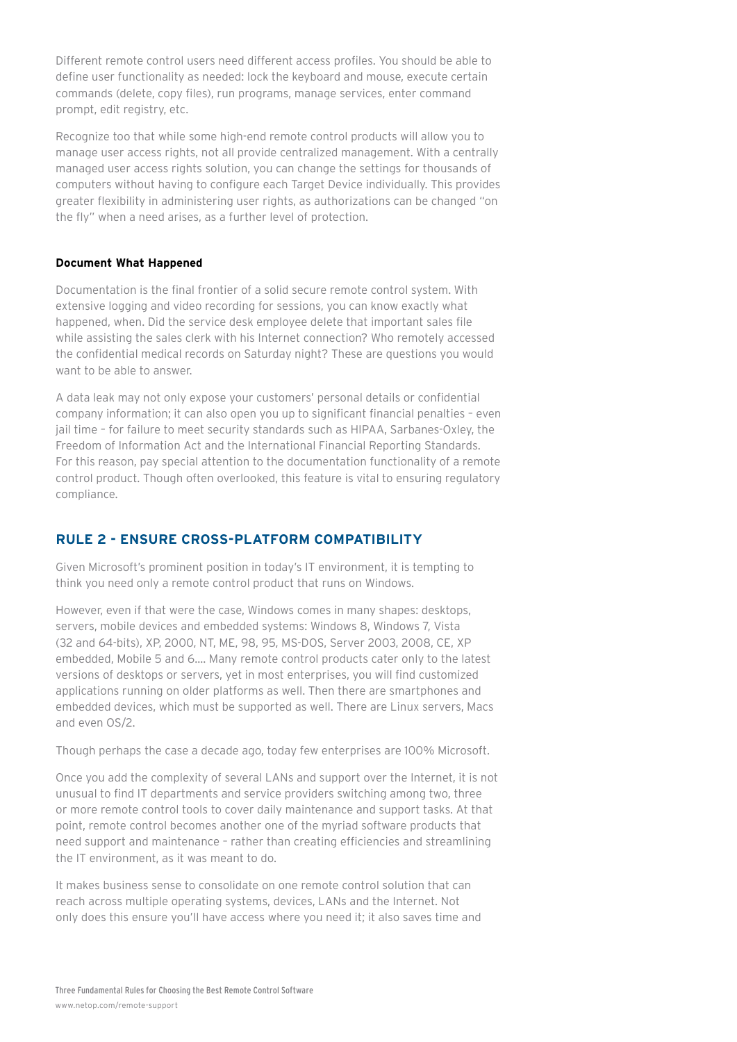Different remote control users need different access profiles. You should be able to define user functionality as needed: lock the keyboard and mouse, execute certain commands (delete, copy files), run programs, manage services, enter command prompt, edit registry, etc.

Recognize too that while some high-end remote control products will allow you to manage user access rights, not all provide centralized management. With a centrally managed user access rights solution, you can change the settings for thousands of computers without having to configure each Target Device individually. This provides greater flexibility in administering user rights, as authorizations can be changed "on the fly" when a need arises, as a further level of protection.

**Document What Happened**

Documentation is the final frontier of a solid secure remote control system. With extensive logging and video recording for sessions, you can know exactly what happened, when. Did the service desk employee delete that important sales file while assisting the sales clerk with his Internet connection? Who remotely accessed the confidential medical records on Saturday night? These are questions you would want to be able to answer.

A data leak may not only expose your customers' personal details or confidential company information; it can also open you up to significant financial penalties – even jail time – for failure to meet security standards such as HIPAA, Sarbanes-Oxley, the Freedom of Information Act and the International Financial Reporting Standards. For this reason, pay special attention to the documentation functionality of a remote control product. Though often overlooked, this feature is vital to ensuring regulatory compliance.

## RULE 2 - ENSURE CROSS-PLATFORM COMPATIBILITY

Given Microsoft's prominent position in today's IT environment, it is tempting to think you need only a remote control product that runs on Windows.

However, even if that were the case, Windows comes in many shapes: desktops, servers, mobile devices and embedded systems: Windows 8, Windows 7, Vista (32 and 64-bits), XP, 2000, NT, ME, 98, 95, MS-DOS, Server 2003, 2008, CE, XP embedded, Mobile 5 and 6.... Many remote control products cater only to the latest versions of desktops or servers, yet in most enterprises, you will find customized applications running on older platforms as well. Then there are smartphones and embedded devices, which must be supported as well. There are Linux servers, Macs and even OS/2.

Though perhaps the case a decade ago, today few enterprises are 100% Microsoft.

Once you add the complexity of several LANs and support over the Internet, it is not unusual to find IT departments and service providers switching among two, three or more remote control tools to cover daily maintenance and support tasks. At that point, remote control becomes another one of the myriad software products that need support and maintenance – rather than creating efficiencies and streamlining the IT environment, as it was meant to do.

It makes business sense to consolidate on one remote control solution that can reach across multiple operating systems, devices, LANs and the Internet. Not only does this ensure you'll have access where you need it; it also saves time and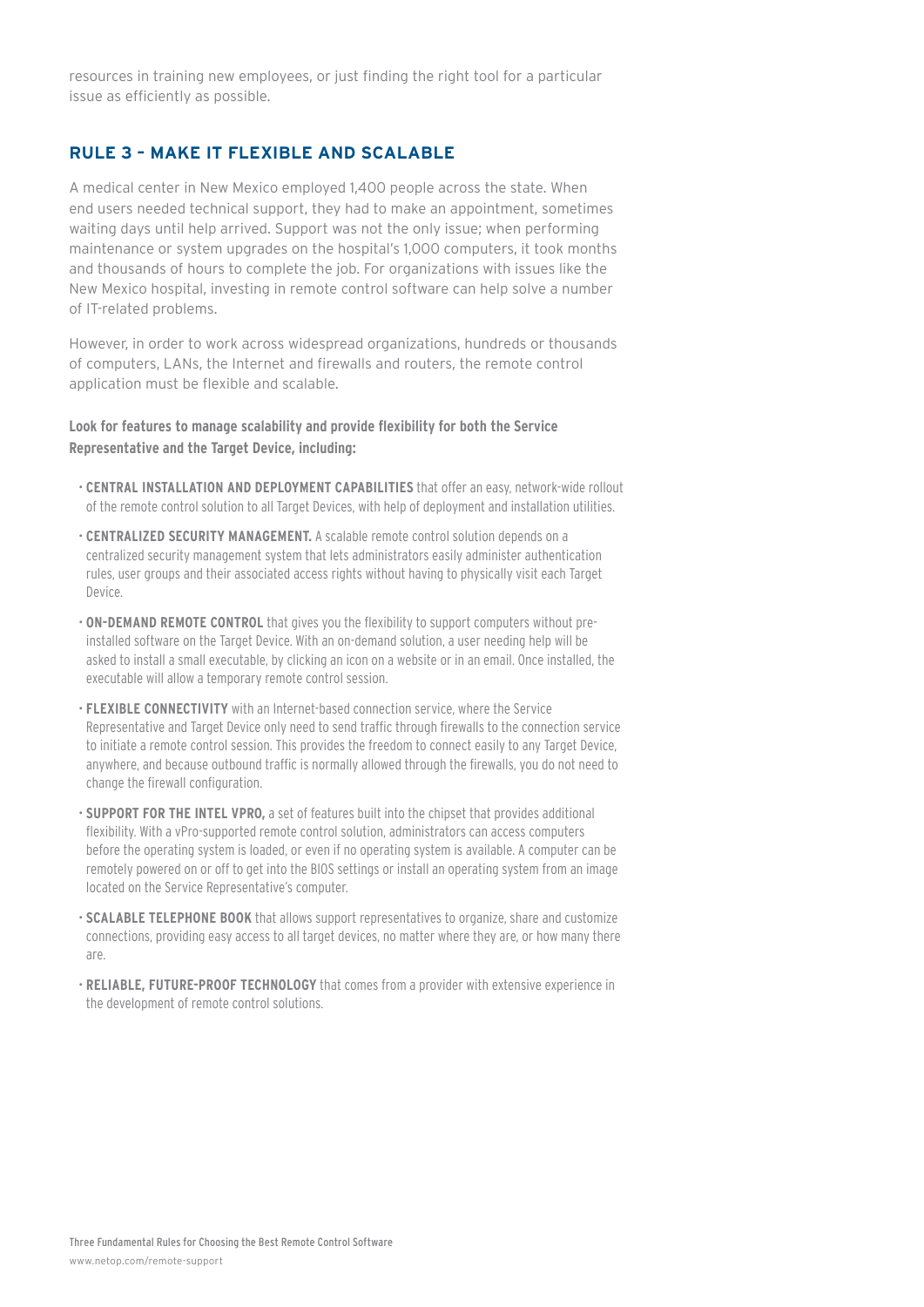resources in training new employees, or just finding the right tool for a particular issue as efficiently as possible.

## RULE 3 – MAKE IT FLEXIBLE AND SCALABLE

A medical center in New Mexico employed 1,400 people across the state. When end users needed technical support, they had to make an appointment, sometimes waiting days until help arrived. Support was not the only issue; when performing maintenance or system upgrades on the hospital's 1,000 computers, it took months and thousands of hours to complete the job. For organizations with issues like the New Mexico hospital, investing in remote control software can help solve a number of IT-related problems.

However, in order to work across widespread organizations, hundreds or thousands of computers, LANs, the Internet and firewalls and routers, the remote control application must be flexible and scalable.

**Look for features to manage scalability and provide flexibility for both the Service Representative and the Target Device, including:**

- **CENTRAL INSTALLATION AND DEPLOYMENT CAPABILITIES** that offer an easy, network-wide rollout of the remote control solution to all Target Devices, with help of deployment and installation utilities.
- **CENTRALIZED SECURITY MANAGEMENT.** A scalable remote control solution depends on a centralized security management system that lets administrators easily administer authentication rules, user groups and their associated access rights without having to physically visit each Target Device.
- **ON-DEMAND REMOTE CONTROL** that gives you the flexibility to support computers without pre-installed software on the Target Device. With an on-demand solution, a user needing help will be asked to install a small executable, by clicking an icon on a website or in an email. Once installed, the executable will allow a temporary remote control session.
- **FLEXIBLE CONNECTIVITY** with an Internet-based connection service, where the Service Representative and Target Device only need to send traffic through firewalls to the connection service to initiate a remote control session. This provides the freedom to connect easily to any Target Device, anywhere, and because outbound traffic is normally allowed through the firewalls, you do not need to change the firewall configuration.
- **SUPPORT FOR THE INTEL VPRO,** a set of features built into the chipset that provides additional flexibility. With a vPro-supported remote control solution, administrators can access computers before the operating system is loaded, or even if no operating system is available. A computer can be remotely powered on or off to get into the BIOS settings or install an operating system from an image located on the Service Representative's computer.
- **SCALABLE TELEPHONE BOOK** that allows support representatives to organize, share and customize connections, providing easy access to all target devices, no matter where they are, or how many there are.
- **RELIABLE, FUTURE-PROOF TECHNOLOGY** that comes from a provider with extensive experience in the development of remote control solutions.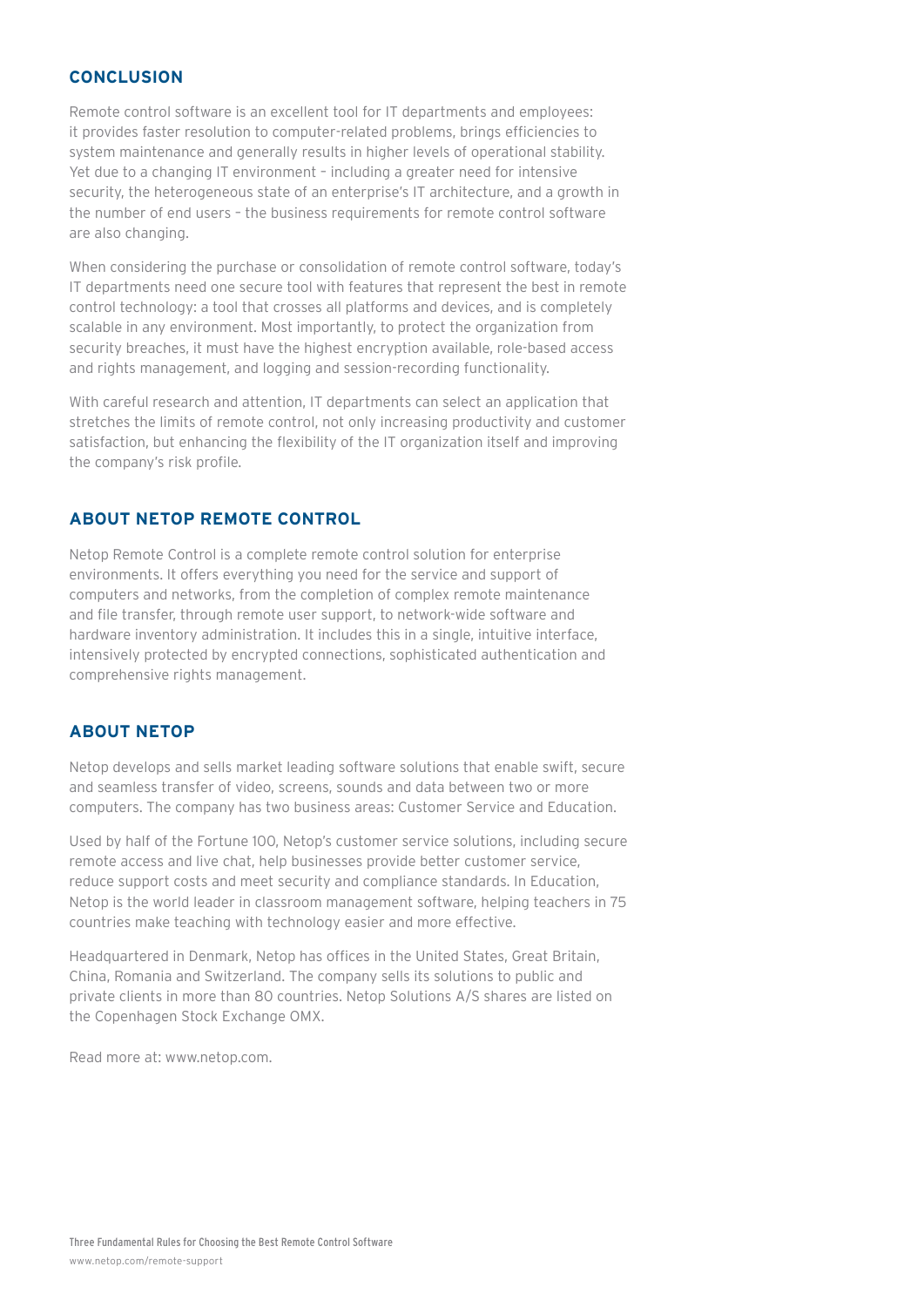## CONCLUSION

Remote control software is an excellent tool for IT departments and employees: it provides faster resolution to computer-related problems, brings efficiencies to system maintenance and generally results in higher levels of operational stability. Yet due to a changing IT environment – including a greater need for intensive security, the heterogeneous state of an enterprise's IT architecture, and a growth in the number of end users – the business requirements for remote control software are also changing.

When considering the purchase or consolidation of remote control software, today's IT departments need one secure tool with features that represent the best in remote control technology: a tool that crosses all platforms and devices, and is completely scalable in any environment. Most importantly, to protect the organization from security breaches, it must have the highest encryption available, role-based access and rights management, and logging and session-recording functionality.

With careful research and attention, IT departments can select an application that stretches the limits of remote control, not only increasing productivity and customer satisfaction, but enhancing the flexibility of the IT organization itself and improving the company's risk profile.

## ABOUT NETOP REMOTE CONTROL

Netop Remote Control is a complete remote control solution for enterprise environments. It offers everything you need for the service and support of computers and networks, from the completion of complex remote maintenance and file transfer, through remote user support, to network-wide software and hardware inventory administration. It includes this in a single, intuitive interface, intensively protected by encrypted connections, sophisticated authentication and comprehensive rights management.

## ABOUT NETOP

Netop develops and sells market leading software solutions that enable swift, secure and seamless transfer of video, screens, sounds and data between two or more computers. The company has two business areas: Customer Service and Education.

Used by half of the Fortune 100, Netop's customer service solutions, including secure remote access and live chat, help businesses provide better customer service, reduce support costs and meet security and compliance standards. In Education, Netop is the world leader in classroom management software, helping teachers in 75 countries make teaching with technology easier and more effective.

Headquartered in Denmark, Netop has offices in the United States, Great Britain, China, Romania and Switzerland. The company sells its solutions to public and private clients in more than 80 countries. Netop Solutions A/S shares are listed on the Copenhagen Stock Exchange OMX.

Read more at: www.netop.com.